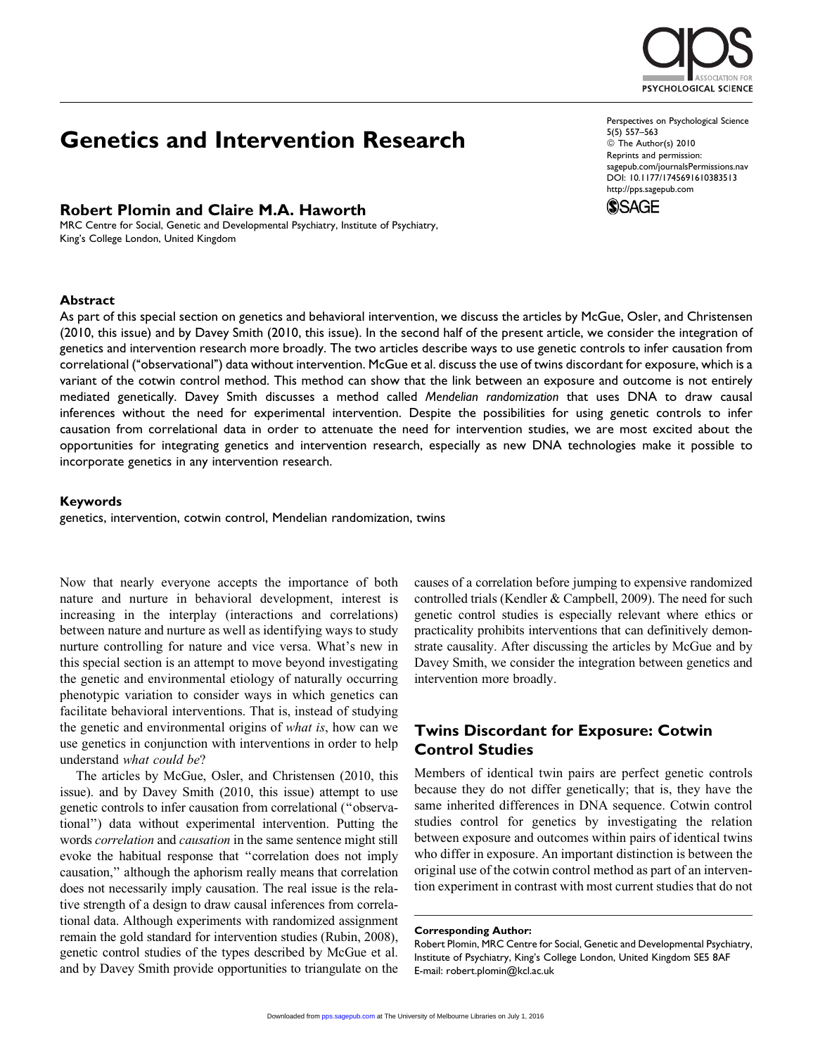# Genetics and Intervention Research

**Robert Plomin and Claire M.A. Haworth**

MRC Centre for Social, Genetic and Developmental Psychiatry, Institute of Psychiatry, King's College London, United Kingdom

## Abstract

As part of this special section on genetics and behavioral intervention, we discuss the articles by McGue, Osler, and Christensen (2010, this issue) and by Davey Smith (2010, this issue). In the second half of the present article, we consider the integration of genetics and intervention research more broadly. The two articles describe ways to use genetic controls to infer causation from correlational ("observational") data without intervention. McGue et al. discuss the use of twins discordant for exposure, which is a variant of the cotwin control method. This method can show that the link between an exposure and outcome is not entirely mediated genetically. Davey Smith discusses a method called *Mendelian randomization* that uses DNA to draw causal inferences without the need for experimental intervention. Despite the possibilities for using genetic controls to infer causation from correlational data in order to attenuate the need for intervention studies, we are most excited about the opportunities for integrating genetics and intervention research, especially as new DNA technologies make it possible to incorporate genetics in any intervention research.

### Keywords

genetics, intervention, cotwin control, Mendelian randomization, twins

Now that nearly everyone accepts the importance of both nature and nurture in behavioral development, interest is increasing in the interplay (interactions and correlations) between nature and nurture as well as identifying ways to study nurture controlling for nature and vice versa. What's new in this special section is an attempt to move beyond investigating the genetic and environmental etiology of naturally occurring phenotypic variation to consider ways in which genetics can facilitate behavioral interventions. That is, instead of studying the genetic and environmental origins of *what is*, how can we use genetics in conjunction with interventions in order to help understand *what could be*?

The articles by McGue, Osler, and Christensen (2010, this issue). and by Davey Smith (2010, this issue) attempt to use genetic controls to infer causation from correlational ("observational") data without experimental intervention. Putting the words *correlation* and *causation* in the same sentence might still evoke the habitual response that "correlation does not imply causation," although the aphorism really means that correlation does not necessarily imply causation. The real issue is the relative strength of a design to draw causal inferences from correlational data. Although experiments with randomized assignment remain the gold standard for intervention studies (Rubin, 2008), genetic control studies of the types described by McGue et al. and by Davey Smith provide opportunities to triangulate on the causes of a correlation before jumping to expensive randomized controlled trials (Kendler & Campbell, 2009). The need for such genetic control studies is especially relevant where ethics or practicality prohibits interventions that can definitively demonstrate causality. After discussing the articles by McGue and by Davey Smith, we consider the integration between genetics and intervention more broadly.

## Twins Discordant for Exposure: Cotwin Control Studies

Members of identical twin pairs are perfect genetic controls because they do not differ genetically; that is, they have the same inherited differences in DNA sequence. Cotwin control studies control for genetics by investigating the relation between exposure and outcomes within pairs of identical twins who differ in exposure. An important distinction is between the original use of the cotwin control method as part of an intervention experiment in contrast with most current studies that do not

**Corresponding Author:**
Robert Plomin, MRC Centre for Social, Genetic and Developmental Psychiatry, Institute of Psychiatry, King's College London, United Kingdom SE5 8AF
E-mail: robert.plomin@kcl.ac.uk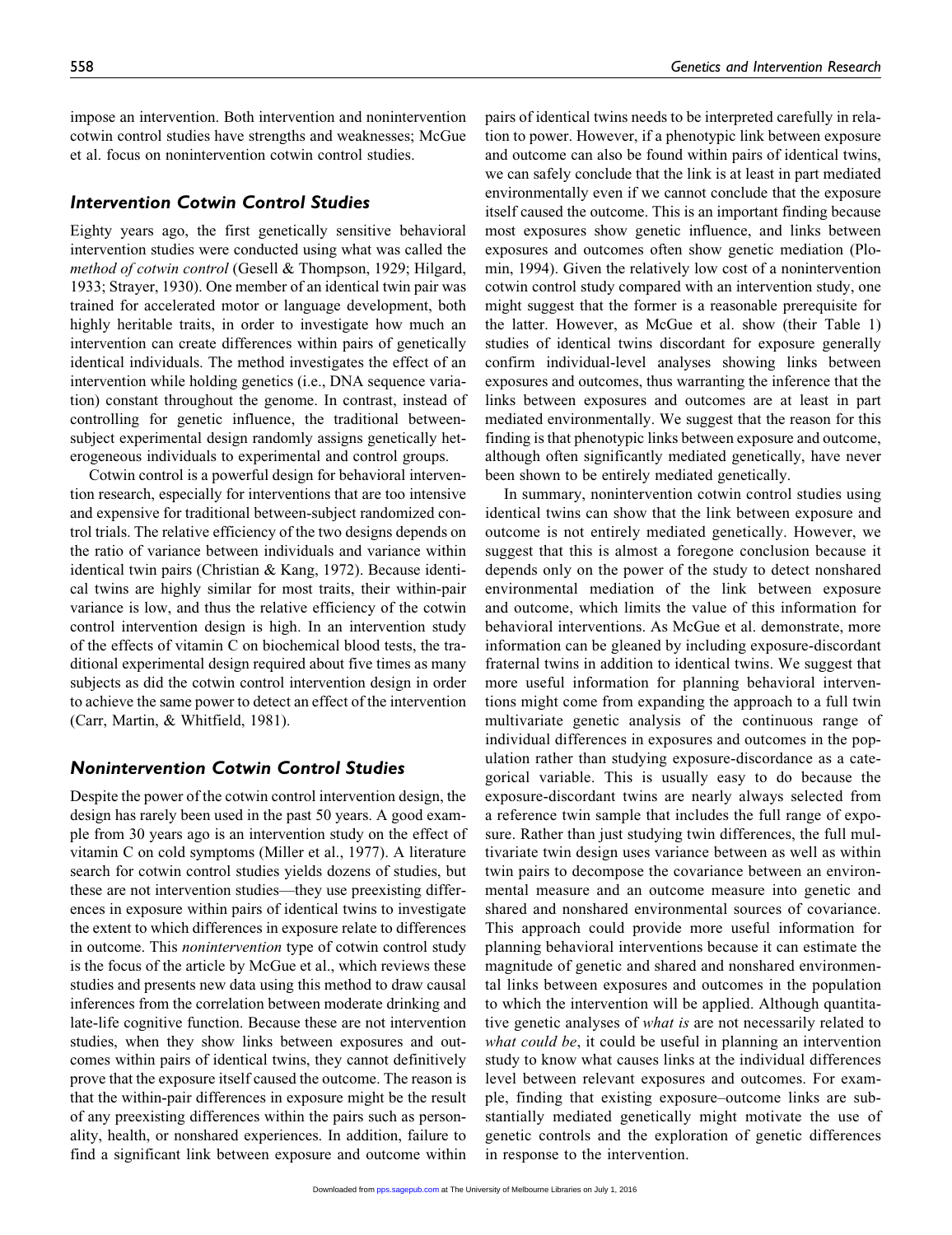impose an intervention. Both intervention and nonintervention cotwin control studies have strengths and weaknesses; McGue et al. focus on nonintervention cotwin control studies.

### Intervention Cotwin Control Studies

Eighty years ago, the first genetically sensitive behavioral intervention studies were conducted using what was called the *method of cotwin control* (Gesell & Thompson, 1929; Hilgard, 1933; Strayer, 1930). One member of an identical twin pair was trained for accelerated motor or language development, both highly heritable traits, in order to investigate how much an intervention can create differences within pairs of genetically identical individuals. The method investigates the effect of an intervention while holding genetics (i.e., DNA sequence variation) constant throughout the genome. In contrast, instead of controlling for genetic influence, the traditional between-subject experimental design randomly assigns genetically heterogeneous individuals to experimental and control groups.

Cotwin control is a powerful design for behavioral intervention research, especially for interventions that are too intensive and expensive for traditional between-subject randomized control trials. The relative efficiency of the two designs depends on the ratio of variance between individuals and variance within identical twin pairs (Christian & Kang, 1972). Because identical twins are highly similar for most traits, their within-pair variance is low, and thus the relative efficiency of the cotwin control intervention design is high. In an intervention study of the effects of vitamin C on biochemical blood tests, the traditional experimental design required about five times as many subjects as did the cotwin control intervention design in order to achieve the same power to detect an effect of the intervention (Carr, Martin, & Whitfield, 1981).

### Nonintervention Cotwin Control Studies

Despite the power of the cotwin control intervention design, the design has rarely been used in the past 50 years. A good example from 30 years ago is an intervention study on the effect of vitamin C on cold symptoms (Miller et al., 1977). A literature search for cotwin control studies yields dozens of studies, but these are not intervention studies—they use preexisting differences in exposure within pairs of identical twins to investigate the extent to which differences in exposure relate to differences in outcome. This *nonintervention* type of cotwin control study is the focus of the article by McGue et al., which reviews these studies and presents new data using this method to draw causal inferences from the correlation between moderate drinking and late-life cognitive function. Because these are not intervention studies, when they show links between exposures and outcomes within pairs of identical twins, they cannot definitively prove that the exposure itself caused the outcome. The reason is that the within-pair differences in exposure might be the result of any preexisting differences within the pairs such as personality, health, or nonshared experiences. In addition, failure to find a significant link between exposure and outcome within pairs of identical twins needs to be interpreted carefully in relation to power. However, if a phenotypic link between exposure and outcome can also be found within pairs of identical twins, we can safely conclude that the link is at least in part mediated environmentally even if we cannot conclude that the exposure itself caused the outcome. This is an important finding because most exposures show genetic influence, and links between exposures and outcomes often show genetic mediation (Plomin, 1994). Given the relatively low cost of a nonintervention cotwin control study compared with an intervention study, one might suggest that the former is a reasonable prerequisite for the latter. However, as McGue et al. show (their Table 1) studies of identical twins discordant for exposure generally confirm individual-level analyses showing links between exposures and outcomes, thus warranting the inference that the links between exposures and outcomes are at least in part mediated environmentally. We suggest that the reason for this finding is that phenotypic links between exposure and outcome, although often significantly mediated genetically, have never been shown to be entirely mediated genetically.

In summary, nonintervention cotwin control studies using identical twins can show that the link between exposure and outcome is not entirely mediated genetically. However, we suggest that this is almost a foregone conclusion because it depends only on the power of the study to detect nonshared environmental mediation of the link between exposure and outcome, which limits the value of this information for behavioral interventions. As McGue et al. demonstrate, more information can be gleaned by including exposure-discordant fraternal twins in addition to identical twins. We suggest that more useful information for planning behavioral interventions might come from expanding the approach to a full twin multivariate genetic analysis of the continuous range of individual differences in exposures and outcomes in the population rather than studying exposure-discordance as a categorical variable. This is usually easy to do because the exposure-discordant twins are nearly always selected from a reference twin sample that includes the full range of exposure. Rather than just studying twin differences, the full multivariate twin design uses variance between as well as within twin pairs to decompose the covariance between an environmental measure and an outcome measure into genetic and shared and nonshared environmental sources of covariance. This approach could provide more useful information for planning behavioral interventions because it can estimate the magnitude of genetic and shared and nonshared environmental links between exposures and outcomes in the population to which the intervention will be applied. Although quantitative genetic analyses of *what is* are not necessarily related to *what could be*, it could be useful in planning an intervention study to know what causes links at the individual differences level between relevant exposures and outcomes. For example, finding that existing exposure–outcome links are substantially mediated genetically might motivate the use of genetic controls and the exploration of genetic differences in response to the intervention.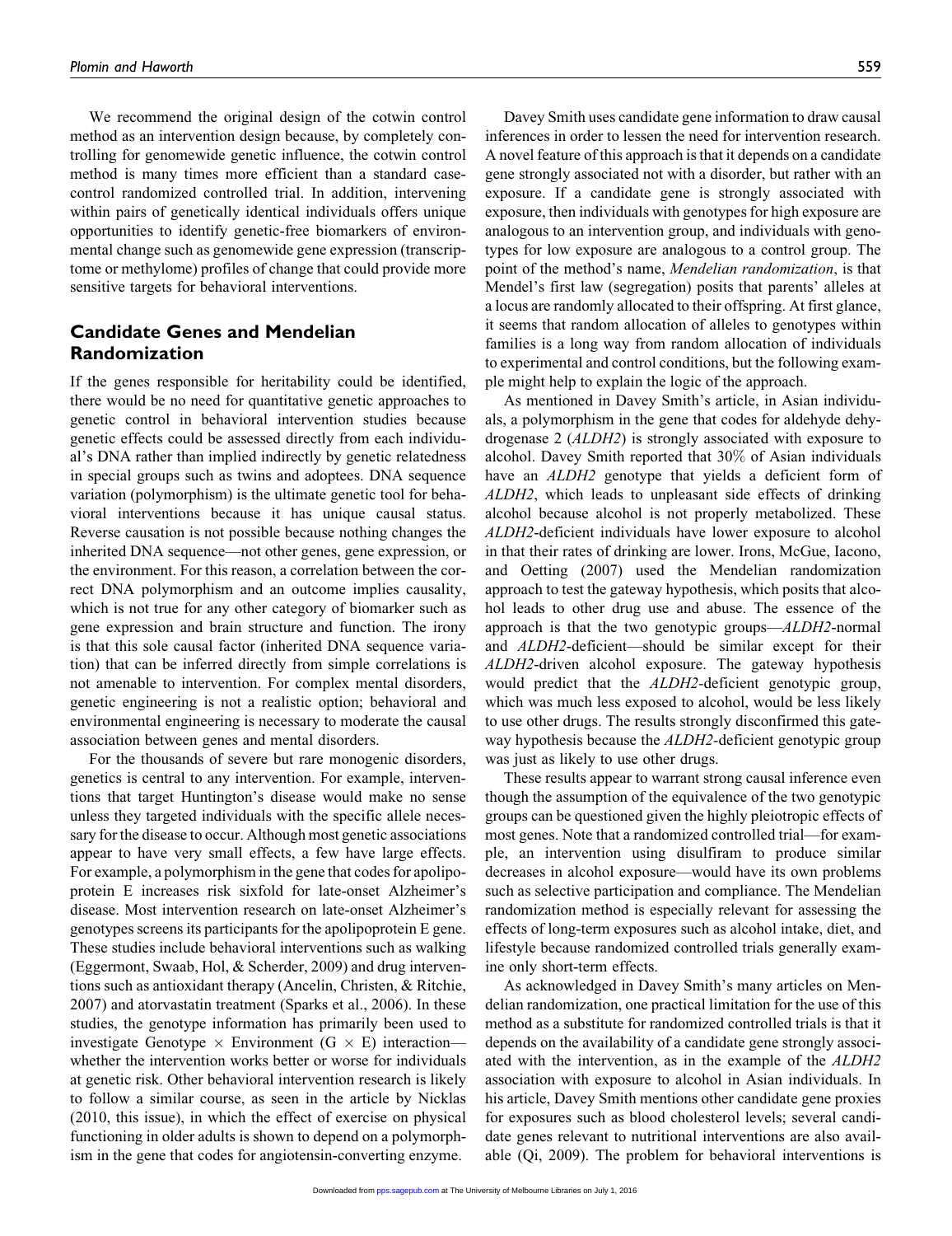We recommend the original design of the cotwin control method as an intervention design because, by completely controlling for genomewide genetic influence, the cotwin control method is many times more efficient than a standard case-control randomized controlled trial. In addition, intervening within pairs of genetically identical individuals offers unique opportunities to identify genetic-free biomarkers of environmental change such as genomewide gene expression (transcriptome or methylome) profiles of change that could provide more sensitive targets for behavioral interventions.

## Candidate Genes and Mendelian Randomization

If the genes responsible for heritability could be identified, there would be no need for quantitative genetic approaches to genetic control in behavioral intervention studies because genetic effects could be assessed directly from each individual's DNA rather than implied indirectly by genetic relatedness in special groups such as twins and adoptees. DNA sequence variation (polymorphism) is the ultimate genetic tool for behavioral interventions because it has unique causal status. Reverse causation is not possible because nothing changes the inherited DNA sequence—not other genes, gene expression, or the environment. For this reason, a correlation between the correct DNA polymorphism and an outcome implies causality, which is not true for any other category of biomarker such as gene expression and brain structure and function. The irony is that this sole causal factor (inherited DNA sequence variation) that can be inferred directly from simple correlations is not amenable to intervention. For complex mental disorders, genetic engineering is not a realistic option; behavioral and environmental engineering is necessary to moderate the causal association between genes and mental disorders.

For the thousands of severe but rare monogenic disorders, genetics is central to any intervention. For example, interventions that target Huntington's disease would make no sense unless they targeted individuals with the specific allele necessary for the disease to occur. Although most genetic associations appear to have very small effects, a few have large effects. For example, a polymorphism in the gene that codes for apolipoprotein E increases risk sixfold for late-onset Alzheimer's disease. Most intervention research on late-onset Alzheimer's genotypes screens its participants for the apolipoprotein E gene. These studies include behavioral interventions such as walking (Eggermont, Swaab, Hol, & Scherder, 2009) and drug interventions such as antioxidant therapy (Ancelin, Christen, & Ritchie, 2007) and atorvastatin treatment (Sparks et al., 2006). In these studies, the genotype information has primarily been used to investigate Genotype × Environment (G × E) interaction—whether the intervention works better or worse for individuals at genetic risk. Other behavioral intervention research is likely to follow a similar course, as seen in the article by Nicklas (2010, this issue), in which the effect of exercise on physical functioning in older adults is shown to depend on a polymorphism in the gene that codes for angiotensin-converting enzyme.

Davey Smith uses candidate gene information to draw causal inferences in order to lessen the need for intervention research. A novel feature of this approach is that it depends on a candidate gene strongly associated not with a disorder, but rather with an exposure. If a candidate gene is strongly associated with exposure, then individuals with genotypes for high exposure are analogous to an intervention group, and individuals with genotypes for low exposure are analogous to a control group. The point of the method's name, *Mendelian randomization*, is that Mendel's first law (segregation) posits that parents' alleles at a locus are randomly allocated to their offspring. At first glance, it seems that random allocation of alleles to genotypes within families is a long way from random allocation of individuals to experimental and control conditions, but the following example might help to explain the logic of the approach.

As mentioned in Davey Smith's article, in Asian individuals, a polymorphism in the gene that codes for aldehyde dehydrogenase 2 (*ALDH2*) is strongly associated with exposure to alcohol. Davey Smith reported that 30% of Asian individuals have an *ALDH2* genotype that yields a deficient form of *ALDH2*, which leads to unpleasant side effects of drinking alcohol because alcohol is not properly metabolized. These *ALDH2*-deficient individuals have lower exposure to alcohol in that their rates of drinking are lower. Irons, McGue, Iacono, and Oetting (2007) used the Mendelian randomization approach to test the gateway hypothesis, which posits that alcohol leads to other drug use and abuse. The essence of the approach is that the two genotypic groups—*ALDH2*-normal and *ALDH2*-deficient—should be similar except for their *ALDH2*-driven alcohol exposure. The gateway hypothesis would predict that the *ALDH2*-deficient genotypic group, which was much less exposed to alcohol, would be less likely to use other drugs. The results strongly disconfirmed this gateway hypothesis because the *ALDH2*-deficient genotypic group was just as likely to use other drugs.

These results appear to warrant strong causal inference even though the assumption of the equivalence of the two genotypic groups can be questioned given the highly pleiotropic effects of most genes. Note that a randomized controlled trial—for example, an intervention using disulfiram to produce similar decreases in alcohol exposure—would have its own problems such as selective participation and compliance. The Mendelian randomization method is especially relevant for assessing the effects of long-term exposures such as alcohol intake, diet, and lifestyle because randomized controlled trials generally examine only short-term effects.

As acknowledged in Davey Smith's many articles on Mendelian randomization, one practical limitation for the use of this method as a substitute for randomized controlled trials is that it depends on the availability of a candidate gene strongly associated with the intervention, as in the example of the *ALDH2* association with exposure to alcohol in Asian individuals. In his article, Davey Smith mentions other candidate gene proxies for exposures such as blood cholesterol levels; several candidate genes relevant to nutritional interventions are also available (Qi, 2009). The problem for behavioral interventions is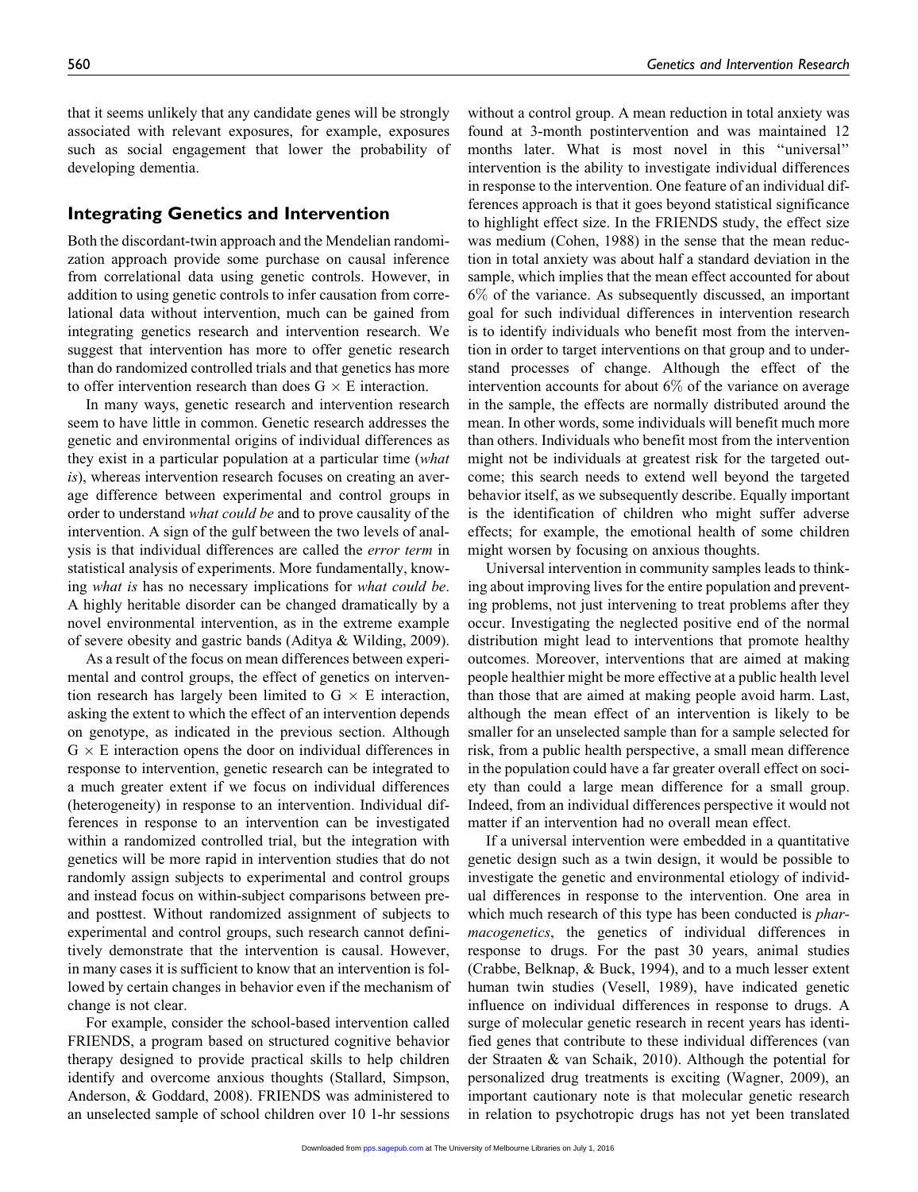that it seems unlikely that any candidate genes will be strongly associated with relevant exposures, for example, exposures such as social engagement that lower the probability of developing dementia.

## Integrating Genetics and Intervention

Both the discordant-twin approach and the Mendelian randomization approach provide some purchase on causal inference from correlational data using genetic controls. However, in addition to using genetic controls to infer causation from correlational data without intervention, much can be gained from integrating genetics research and intervention research. We suggest that intervention has more to offer genetic research than do randomized controlled trials and that genetics has more to offer intervention research than does $G \times E$ interaction.

In many ways, genetic research and intervention research seem to have little in common. Genetic research addresses the genetic and environmental origins of individual differences as they exist in a particular population at a particular time (*what is*), whereas intervention research focuses on creating an average difference between experimental and control groups in order to understand *what could be* and to prove causality of the intervention. A sign of the gulf between the two levels of analysis is that individual differences are called the *error term* in statistical analysis of experiments. More fundamentally, knowing *what is* has no necessary implications for *what could be*. A highly heritable disorder can be changed dramatically by a novel environmental intervention, as in the extreme example of severe obesity and gastric bands (Aditya & Wilding, 2009).

As a result of the focus on mean differences between experimental and control groups, the effect of genetics on intervention research has largely been limited to $G \times E$ interaction, asking the extent to which the effect of an intervention depends on genotype, as indicated in the previous section. Although $G \times E$ interaction opens the door on individual differences in response to intervention, genetic research can be integrated to a much greater extent if we focus on individual differences (heterogeneity) in response to an intervention. Individual differences in response to an intervention can be investigated within a randomized controlled trial, but the integration with genetics will be more rapid in intervention studies that do not randomly assign subjects to experimental and control groups and instead focus on within-subject comparisons between pre- and posttest. Without randomized assignment of subjects to experimental and control groups, such research cannot definitively demonstrate that the intervention is causal. However, in many cases it is sufficient to know that an intervention is followed by certain changes in behavior even if the mechanism of change is not clear.

For example, consider the school-based intervention called FRIENDS, a program based on structured cognitive behavior therapy designed to provide practical skills to help children identify and overcome anxious thoughts (Stallard, Simpson, Anderson, & Goddard, 2008). FRIENDS was administered to an unselected sample of school children over 10 1-hr sessions without a control group. A mean reduction in total anxiety was found at 3-month postintervention and was maintained 12 months later. What is most novel in this "universal" intervention is the ability to investigate individual differences in response to the intervention. One feature of an individual differences approach is that it goes beyond statistical significance to highlight effect size. In the FRIENDS study, the effect size was medium (Cohen, 1988) in the sense that the mean reduction in total anxiety was about half a standard deviation in the sample, which implies that the mean effect accounted for about 6% of the variance. As subsequently discussed, an important goal for such individual differences in intervention research is to identify individuals who benefit most from the intervention in order to target interventions on that group and to understand processes of change. Although the effect of the intervention accounts for about 6% of the variance on average in the sample, the effects are normally distributed around the mean. In other words, some individuals will benefit much more than others. Individuals who benefit most from the intervention might not be individuals at greatest risk for the targeted outcome; this search needs to extend well beyond the targeted behavior itself, as we subsequently describe. Equally important is the identification of children who might suffer adverse effects; for example, the emotional health of some children might worsen by focusing on anxious thoughts.

Universal intervention in community samples leads to thinking about improving lives for the entire population and preventing problems, not just intervening to treat problems after they occur. Investigating the neglected positive end of the normal distribution might lead to interventions that promote healthy outcomes. Moreover, interventions that are aimed at making people healthier might be more effective at a public health level than those that are aimed at making people avoid harm. Last, although the mean effect of an intervention is likely to be smaller for an unselected sample than for a sample selected for risk, from a public health perspective, a small mean difference in the population could have a far greater overall effect on society than could a large mean difference for a small group. Indeed, from an individual differences perspective it would not matter if an intervention had no overall mean effect.

If a universal intervention were embedded in a quantitative genetic design such as a twin design, it would be possible to investigate the genetic and environmental etiology of individual differences in response to the intervention. One area in which much research of this type has been conducted is *pharmacogenetics*, the genetics of individual differences in response to drugs. For the past 30 years, animal studies (Crabbe, Belknap, & Buck, 1994), and to a much lesser extent human twin studies (Vesell, 1989), have indicated genetic influence on individual differences in response to drugs. A surge of molecular genetic research in recent years has identified genes that contribute to these individual differences (van der Straaten & van Schaik, 2010). Although the potential for personalized drug treatments is exciting (Wagner, 2009), an important cautionary note is that molecular genetic research in relation to psychotropic drugs has not yet been translated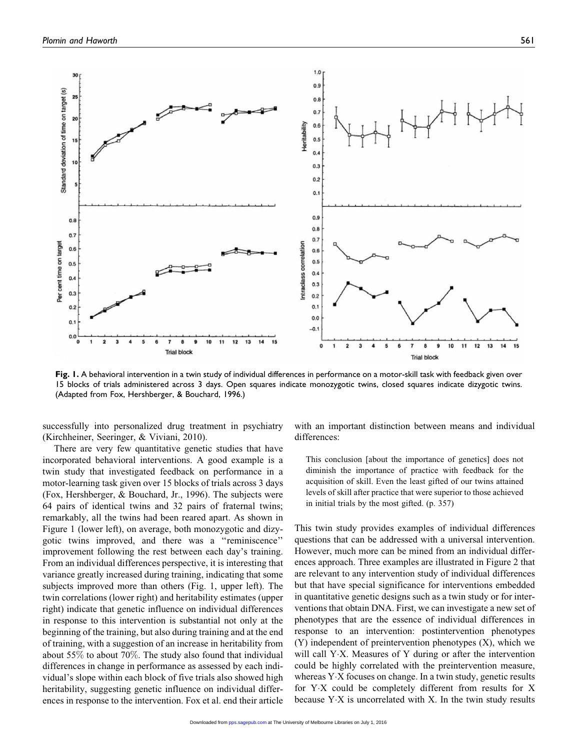Standard deviation of time on target (s)

30
25
20
15
10
5

Heritability

1.0
0.9
0.8
0.7
0.6
0.5
0.4
0.3
0.2
0.1

Per cent time on target

0.8
0.7
0.6
0.5
0.4
0.3
0.2
0.1
0.0

0 1 2 3 4 5 6 7 8 9 10 11 12 13 14 15

Trial block

Intraclass correlation

0.9
0.8
0.7
0.6
0.5
0.4
0.3
0.2
0.1
0.0
−0.1

0 1 2 3 4 5 6 7 8 9 10 11 12 13 14 15

Trial block

**Fig. 1.** A behavioral intervention in a twin study of individual differences in performance on a motor-skill task with feedback given over 15 blocks of trials administered across 3 days. Open squares indicate monozygotic twins, closed squares indicate dizygotic twins. (Adapted from Fox, Hershberger, & Bouchard, 1996.)

successfully into personalized drug treatment in psychiatry (Kirchheiner, Seeringer, & Viviani, 2010).

There are very few quantitative genetic studies that have incorporated behavioral interventions. A good example is a twin study that investigated feedback on performance in a motor-learning task given over 15 blocks of trials across 3 days (Fox, Hershberger, & Bouchard, Jr., 1996). The subjects were 64 pairs of identical twins and 32 pairs of fraternal twins; remarkably, all the twins had been reared apart. As shown in Figure 1 (lower left), on average, both monozygotic and dizygotic twins improved, and there was a "reminiscence" improvement following the rest between each day's training. From an individual differences perspective, it is interesting that variance greatly increased during training, indicating that some subjects improved more than others (Fig. 1, upper left). The twin correlations (lower right) and heritability estimates (upper right) indicate that genetic influence on individual differences in response to this intervention is substantial not only at the beginning of the training, but also during training and at the end of training, with a suggestion of an increase in heritability from about 55% to about 70%. The study also found that individual differences in change in performance as assessed by each individual's slope within each block of five trials also showed high heritability, suggesting genetic influence on individual differences in response to the intervention. Fox et al. end their article with an important distinction between means and individual differences:

> This conclusion [about the importance of genetics] does not diminish the importance of practice with feedback for the acquisition of skill. Even the least gifted of our twins attained levels of skill after practice that were superior to those achieved in initial trials by the most gifted. (p. 357)

This twin study provides examples of individual differences questions that can be addressed with a universal intervention. However, much more can be mined from an individual differences approach. Three examples are illustrated in Figure 2 that are relevant to any intervention study of individual differences but that have special significance for interventions embedded in quantitative genetic designs such as a twin study or for interventions that obtain DNA. First, we can investigate a new set of phenotypes that are the essence of individual differences in response to an intervention: postintervention phenotypes (Y) independent of preintervention phenotypes (X), which we will call Y·X. Measures of Y during or after the intervention could be highly correlated with the preintervention measure, whereas Y·X focuses on change. In a twin study, genetic results for Y·X could be completely different from results for X because Y·X is uncorrelated with X. In the twin study results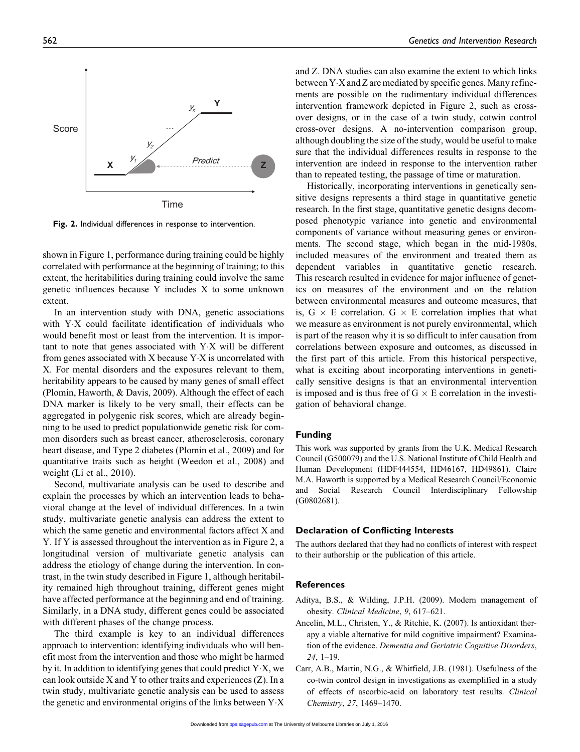Score

X

Y

$y_1$

$y_2$

...

$y_n$

Predict

Z

Time

**Fig. 2.** Individual differences in response to intervention.

shown in Figure 1, performance during training could be highly correlated with performance at the beginning of training; to this extent, the heritabilities during training could involve the same genetic influences because Y includes X to some unknown extent.

In an intervention study with DNA, genetic associations with Y·X could facilitate identification of individuals who would benefit most or least from the intervention. It is important to note that genes associated with Y·X will be different from genes associated with X because Y·X is uncorrelated with X. For mental disorders and the exposures relevant to them, heritability appears to be caused by many genes of small effect (Plomin, Haworth, & Davis, 2009). Although the effect of each DNA marker is likely to be very small, their effects can be aggregated in polygenic risk scores, which are already beginning to be used to predict populationwide genetic risk for common disorders such as breast cancer, atherosclerosis, coronary heart disease, and Type 2 diabetes (Plomin et al., 2009) and for quantitative traits such as height (Weedon et al., 2008) and weight (Li et al., 2010).

Second, multivariate analysis can be used to describe and explain the processes by which an intervention leads to behavioral change at the level of individual differences. In a twin study, multivariate genetic analysis can address the extent to which the same genetic and environmental factors affect X and Y. If Y is assessed throughout the intervention as in Figure 2, a longitudinal version of multivariate genetic analysis can address the etiology of change during the intervention. In contrast, in the twin study described in Figure 1, although heritability remained high throughout training, different genes might have affected performance at the beginning and end of training. Similarly, in a DNA study, different genes could be associated with different phases of the change process.

The third example is key to an individual differences approach to intervention: identifying individuals who will benefit most from the intervention and those who might be harmed by it. In addition to identifying genes that could predict Y·X, we can look outside X and Y to other traits and experiences (Z). In a twin study, multivariate genetic analysis can be used to assess the genetic and environmental origins of the links between Y·X and Z. DNA studies can also examine the extent to which links between Y·X and Z are mediated by specific genes. Many refinements are possible on the rudimentary individual differences intervention framework depicted in Figure 2, such as cross-over designs, or in the case of a twin study, cotwin control cross-over designs. A no-intervention comparison group, although doubling the size of the study, would be useful to make sure that the individual differences results in response to the intervention are indeed in response to the intervention rather than to repeated testing, the passage of time or maturation.

Historically, incorporating interventions in genetically sensitive designs represents a third stage in quantitative genetic research. In the first stage, quantitative genetic designs decomposed phenotypic variance into genetic and environmental components of variance without measuring genes or environments. The second stage, which began in the mid-1980s, included measures of the environment and treated them as dependent variables in quantitative genetic research. This research resulted in evidence for major influence of genetics on measures of the environment and on the relation between environmental measures and outcome measures, that is, G × E correlation. G × E correlation implies that what we measure as environment is not purely environmental, which is part of the reason why it is so difficult to infer causation from correlations between exposure and outcomes, as discussed in the first part of this article. From this historical perspective, what is exciting about incorporating interventions in genetically sensitive designs is that an environmental intervention is imposed and is thus free of G × E correlation in the investigation of behavioral change.

## Funding

This work was supported by grants from the U.K. Medical Research Council (G500079) and the U.S. National Institute of Child Health and Human Development (HDF444554, HD46167, HD49861). Claire M.A. Haworth is supported by a Medical Research Council/Economic and Social Research Council Interdisciplinary Fellowship (G0802681).

## Declaration of Conflicting Interests

The authors declared that they had no conflicts of interest with respect to their authorship or the publication of this article.

## References

Aditya, B.S., & Wilding, J.P.H. (2009). Modern management of obesity. *Clinical Medicine*, *9*, 617–621.

Ancelin, M.L., Christen, Y., & Ritchie, K. (2007). Is antioxidant therapy a viable alternative for mild cognitive impairment? Examination of the evidence. *Dementia and Geriatric Cognitive Disorders*, *24*, 1–19.

Carr, A.B., Martin, N.G., & Whitfield, J.B. (1981). Usefulness of the co-twin control design in investigations as exemplified in a study of effects of ascorbic-acid on laboratory test results. *Clinical Chemistry*, *27*, 1469–1470.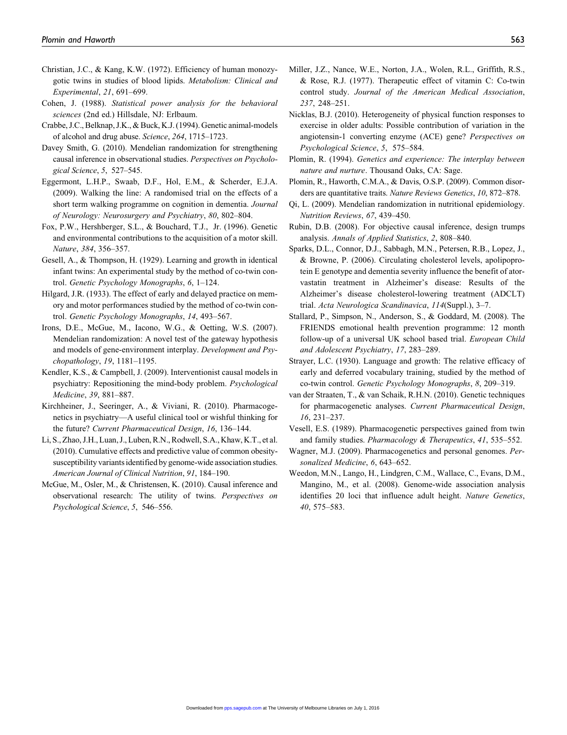Christian, J.C., & Kang, K.W. (1972). Efficiency of human monozygotic twins in studies of blood lipids. *Metabolism: Clinical and Experimental*, *21*, 691–699.

Cohen, J. (1988). *Statistical power analysis for the behavioral sciences* (2nd ed.) Hillsdale, NJ: Erlbaum.

Crabbe, J.C., Belknap, J.K., & Buck, K.J. (1994). Genetic animal-models of alcohol and drug abuse. *Science*, *264*, 1715–1723.

Davey Smith, G. (2010). Mendelian randomization for strengthening causal inference in observational studies. *Perspectives on Psychological Science*, *5*, 527–545.

Eggermont, L.H.P., Swaab, D.F., Hol, E.M., & Scherder, E.J.A. (2009). Walking the line: A randomised trial on the effects of a short term walking programme on cognition in dementia. *Journal of Neurology: Neurosurgery and Psychiatry*, *80*, 802–804.

Fox, P.W., Hershberger, S.L., & Bouchard, T.J., Jr. (1996). Genetic and environmental contributions to the acquisition of a motor skill. *Nature*, *384*, 356–357.

Gesell, A., & Thompson, H. (1929). Learning and growth in identical infant twins: An experimental study by the method of co-twin control. *Genetic Psychology Monographs*, *6*, 1–124.

Hilgard, J.R. (1933). The effect of early and delayed practice on memory and motor performances studied by the method of co-twin control. *Genetic Psychology Monographs*, *14*, 493–567.

Irons, D.E., McGue, M., Iacono, W.G., & Oetting, W.S. (2007). Mendelian randomization: A novel test of the gateway hypothesis and models of gene-environment interplay. *Development and Psychopathology*, *19*, 1181–1195.

Kendler, K.S., & Campbell, J. (2009). Interventionist causal models in psychiatry: Repositioning the mind-body problem. *Psychological Medicine*, *39*, 881–887.

Kirchheiner, J., Seeringer, A., & Viviani, R. (2010). Pharmacogenetics in psychiatry—A useful clinical tool or wishful thinking for the future? *Current Pharmaceutical Design*, *16*, 136–144.

Li, S., Zhao, J.H., Luan, J., Luben, R.N., Rodwell, S.A., Khaw, K.T., et al. (2010). Cumulative effects and predictive value of common obesity-susceptibility variants identified by genome-wide association studies. *American Journal of Clinical Nutrition*, *91*, 184–190.

McGue, M., Osler, M., & Christensen, K. (2010). Causal inference and observational research: The utility of twins. *Perspectives on Psychological Science*, *5*, 546–556.

Miller, J.Z., Nance, W.E., Norton, J.A., Wolen, R.L., Griffith, R.S., & Rose, R.J. (1977). Therapeutic effect of vitamin C: Co-twin control study. *Journal of the American Medical Association*, *237*, 248–251.

Nicklas, B.J. (2010). Heterogeneity of physical function responses to exercise in older adults: Possible contribution of variation in the angiotensin-1 converting enzyme (ACE) gene? *Perspectives on Psychological Science*, *5*, 575–584.

Plomin, R. (1994). *Genetics and experience: The interplay between nature and nurture*. Thousand Oaks, CA: Sage.

Plomin, R., Haworth, C.M.A., & Davis, O.S.P. (2009). Common disorders are quantitative traits. *Nature Reviews Genetics*, *10*, 872–878.

Qi, L. (2009). Mendelian randomization in nutritional epidemiology. *Nutrition Reviews*, *67*, 439–450.

Rubin, D.B. (2008). For objective causal inference, design trumps analysis. *Annals of Applied Statistics*, *2*, 808–840.

Sparks, D.L., Connor, D.J., Sabbagh, M.N., Petersen, R.B., Lopez, J., & Browne, P. (2006). Circulating cholesterol levels, apolipoprotein E genotype and dementia severity influence the benefit of atorvastatin treatment in Alzheimer's disease: Results of the Alzheimer's disease cholesterol-lowering treatment (ADCLT) trial. *Acta Neurologica Scandinavica*, *114*(Suppl.), 3–7.

Stallard, P., Simpson, N., Anderson, S., & Goddard, M. (2008). The FRIENDS emotional health prevention programme: 12 month follow-up of a universal UK school based trial. *European Child and Adolescent Psychiatry*, *17*, 283–289.

Strayer, L.C. (1930). Language and growth: The relative efficacy of early and deferred vocabulary training, studied by the method of co-twin control. *Genetic Psychology Monographs*, *8*, 209–319.

van der Straaten, T., & van Schaik, R.H.N. (2010). Genetic techniques for pharmacogenetic analyses. *Current Pharmaceutical Design*, *16*, 231–237.

Vesell, E.S. (1989). Pharmacogenetic perspectives gained from twin and family studies. *Pharmacology & Therapeutics*, *41*, 535–552.

Wagner, M.J. (2009). Pharmacogenetics and personal genomes. *Personalized Medicine*, *6*, 643–652.

Weedon, M.N., Lango, H., Lindgren, C.M., Wallace, C., Evans, D.M., Mangino, M., et al. (2008). Genome-wide association analysis identifies 20 loci that influence adult height. *Nature Genetics*, *40*, 575–583.